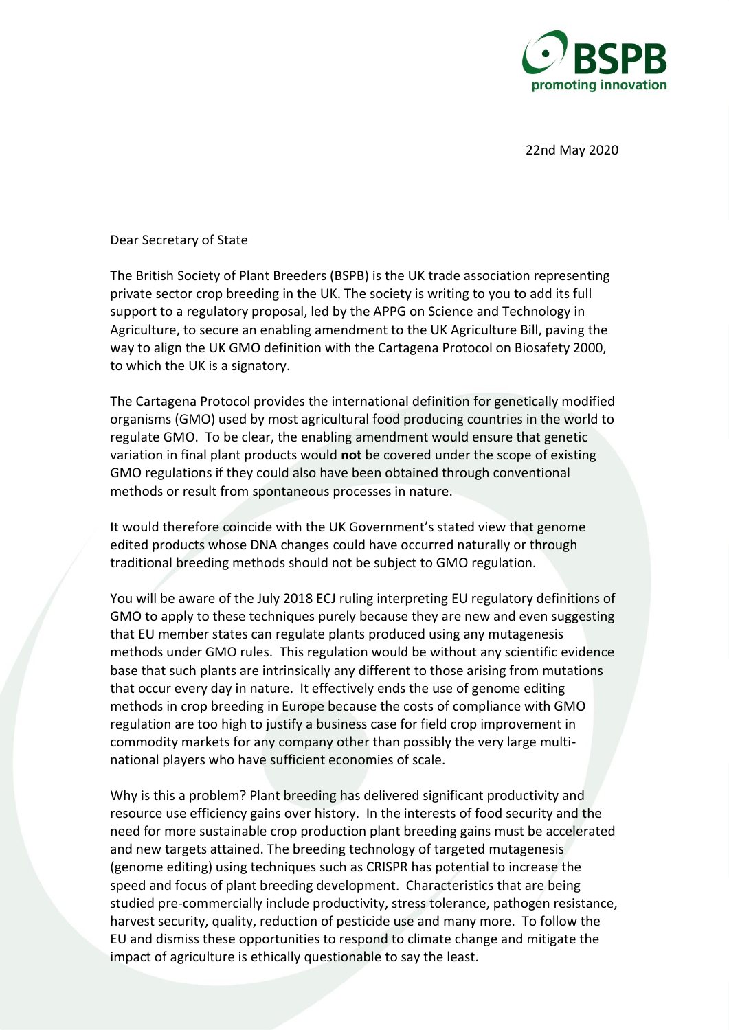BSPB
promoting innovation

22nd May 2020

Dear Secretary of State

The British Society of Plant Breeders (BSPB) is the UK trade association representing private sector crop breeding in the UK. The society is writing to you to add its full support to a regulatory proposal, led by the APPG on Science and Technology in Agriculture, to secure an enabling amendment to the UK Agriculture Bill, paving the way to align the UK GMO definition with the Cartagena Protocol on Biosafety 2000, to which the UK is a signatory.

The Cartagena Protocol provides the international definition for genetically modified organisms (GMO) used by most agricultural food producing countries in the world to regulate GMO. To be clear, the enabling amendment would ensure that genetic variation in final plant products would **not** be covered under the scope of existing GMO regulations if they could also have been obtained through conventional methods or result from spontaneous processes in nature.

It would therefore coincide with the UK Government's stated view that genome edited products whose DNA changes could have occurred naturally or through traditional breeding methods should not be subject to GMO regulation.

You will be aware of the July 2018 ECJ ruling interpreting EU regulatory definitions of GMO to apply to these techniques purely because they are new and even suggesting that EU member states can regulate plants produced using any mutagenesis methods under GMO rules. This regulation would be without any scientific evidence base that such plants are intrinsically any different to those arising from mutations that occur every day in nature. It effectively ends the use of genome editing methods in crop breeding in Europe because the costs of compliance with GMO regulation are too high to justify a business case for field crop improvement in commodity markets for any company other than possibly the very large multi-national players who have sufficient economies of scale.

Why is this a problem? Plant breeding has delivered significant productivity and resource use efficiency gains over history. In the interests of food security and the need for more sustainable crop production plant breeding gains must be accelerated and new targets attained. The breeding technology of targeted mutagenesis (genome editing) using techniques such as CRISPR has potential to increase the speed and focus of plant breeding development. Characteristics that are being studied pre-commercially include productivity, stress tolerance, pathogen resistance, harvest security, quality, reduction of pesticide use and many more. To follow the EU and dismiss these opportunities to respond to climate change and mitigate the impact of agriculture is ethically questionable to say the least.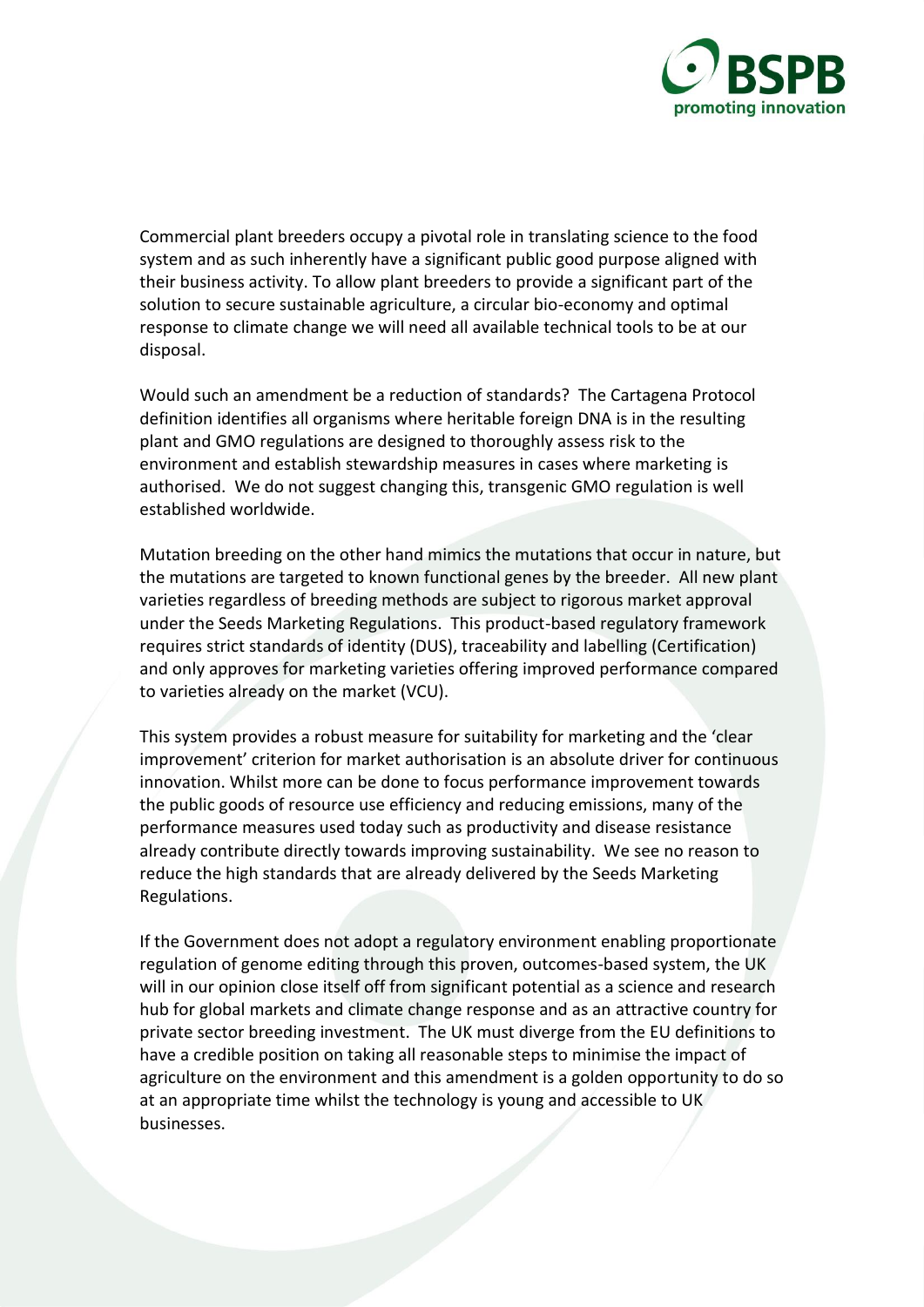Commercial plant breeders occupy a pivotal role in translating science to the food system and as such inherently have a significant public good purpose aligned with their business activity. To allow plant breeders to provide a significant part of the solution to secure sustainable agriculture, a circular bio-economy and optimal response to climate change we will need all available technical tools to be at our disposal.

Would such an amendment be a reduction of standards? The Cartagena Protocol definition identifies all organisms where heritable foreign DNA is in the resulting plant and GMO regulations are designed to thoroughly assess risk to the environment and establish stewardship measures in cases where marketing is authorised. We do not suggest changing this, transgenic GMO regulation is well established worldwide.

Mutation breeding on the other hand mimics the mutations that occur in nature, but the mutations are targeted to known functional genes by the breeder. All new plant varieties regardless of breeding methods are subject to rigorous market approval under the Seeds Marketing Regulations. This product-based regulatory framework requires strict standards of identity (DUS), traceability and labelling (Certification) and only approves for marketing varieties offering improved performance compared to varieties already on the market (VCU).

This system provides a robust measure for suitability for marketing and the 'clear improvement' criterion for market authorisation is an absolute driver for continuous innovation. Whilst more can be done to focus performance improvement towards the public goods of resource use efficiency and reducing emissions, many of the performance measures used today such as productivity and disease resistance already contribute directly towards improving sustainability. We see no reason to reduce the high standards that are already delivered by the Seeds Marketing Regulations.

If the Government does not adopt a regulatory environment enabling proportionate regulation of genome editing through this proven, outcomes-based system, the UK will in our opinion close itself off from significant potential as a science and research hub for global markets and climate change response and as an attractive country for private sector breeding investment. The UK must diverge from the EU definitions to have a credible position on taking all reasonable steps to minimise the impact of agriculture on the environment and this amendment is a golden opportunity to do so at an appropriate time whilst the technology is young and accessible to UK businesses.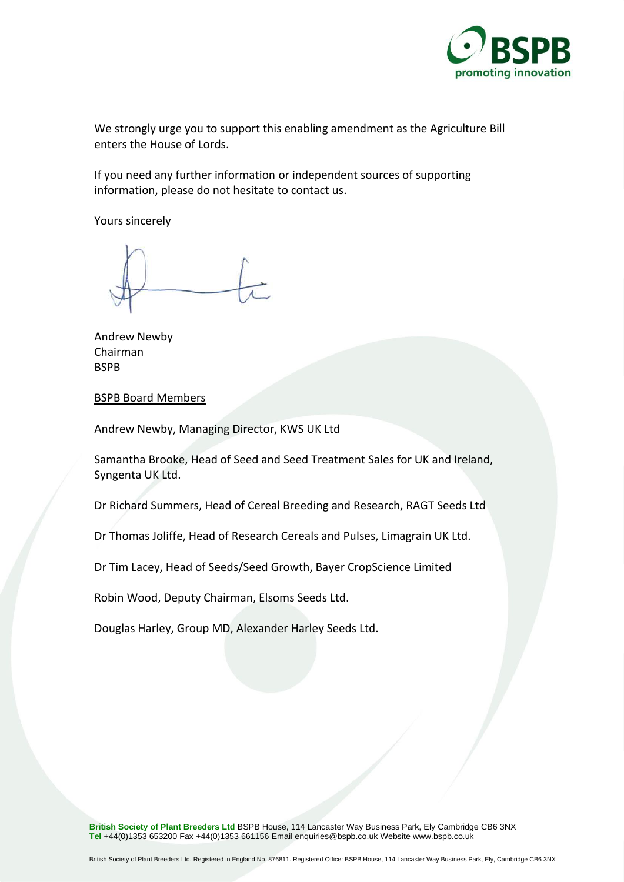We strongly urge you to support this enabling amendment as the Agriculture Bill enters the House of Lords.

If you need any further information or independent sources of supporting information, please do not hesitate to contact us.

Yours sincerely

Andrew Newby
Chairman
BSPB

<u>BSPB Board Members</u>

Andrew Newby, Managing Director, KWS UK Ltd

Samantha Brooke, Head of Seed and Seed Treatment Sales for UK and Ireland, Syngenta UK Ltd.

Dr Richard Summers, Head of Cereal Breeding and Research, RAGT Seeds Ltd

Dr Thomas Joliffe, Head of Research Cereals and Pulses, Limagrain UK Ltd.

Dr Tim Lacey, Head of Seeds/Seed Growth, Bayer CropScience Limited

Robin Wood, Deputy Chairman, Elsoms Seeds Ltd.

Douglas Harley, Group MD, Alexander Harley Seeds Ltd.

**British Society of Plant Breeders Ltd** BSPB House, 114 Lancaster Way Business Park, Ely Cambridge CB6 3NX
**Tel** +44(0)1353 653200 Fax +44(0)1353 661156 Email enquiries@bspb.co.uk Website www.bspb.co.uk

British Society of Plant Breeders Ltd. Registered in England No. 876811. Registered Office: BSPB House, 114 Lancaster Way Business Park, Ely, Cambridge CB6 3NX